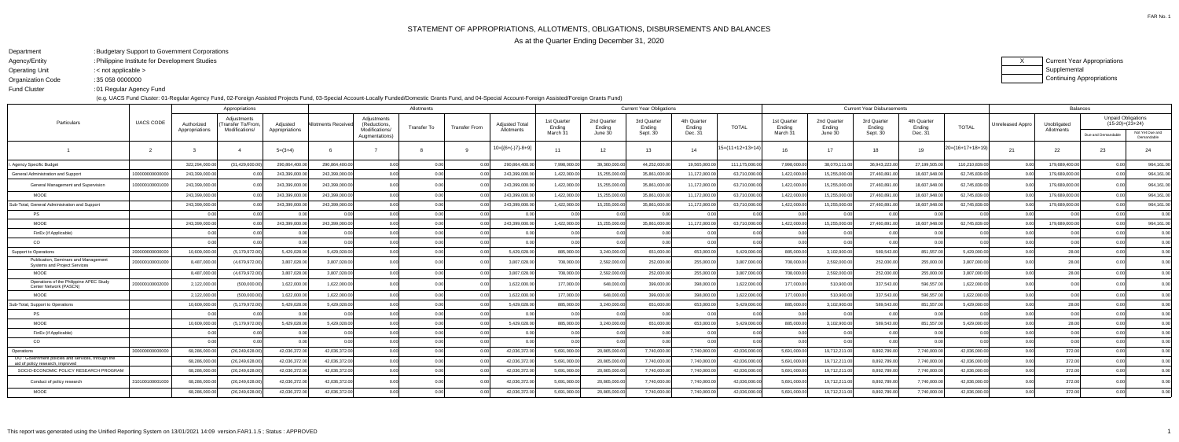FAR No. 1

# STATEMENT OF APPROPRIATIONS, ALLOTMENTS, OBLIGATIONS, DISBURSEMENTS AND BALANCES

As at the Quarter Ending December 31, 2020

Department : Budgetary Support to Government Corporations
Agency/Entity : Philippine Institute for Development Studies
Operating Unit : < not applicable >
Organization Code : 35 058 0000000
Fund Cluster : 01 Regular Agency Fund
(e.g. UACS Fund Cluster: 01-Regular Agency Fund, 02-Foreign Assisted Projects Fund, 03-Special Account-Locally Funded/Domestic Grants Fund, and 04-Special Account-Foreign Assisted/Foreign Grants Fund)

X Current Year Appropriations
Supplemental
Continuing Appropriations

| Particulars | UACS CODE | Appropriations | | | Allotments | | | | | Current Year Obligations | | | | | Current Year Disbursements | | | | | Balances | | | |
|---|---|---|---|---|---|---|---|---|---|---|---|---|---|---|---|---|---|---|---|---|---|---|---|
| | | Authorized Appropriations | Adjustments (Transfer To/From, Modifications/ | Adjusted Appropriations | Allotments Received | Adjustments (Reductions, Modifications/ Augmentations) | Transfer To | Transfer From | Adjusted Total Allotments | 1st Quarter Ending March 31 | 2nd Quarter Ending June 30 | 3rd Quarter Ending Sept. 30 | 4th Quarter Ending Dec. 31 | TOTAL | 1st Quarter Ending March 31 | 2nd Quarter Ending June 30 | 3rd Quarter Ending Sept. 30 | 4th Quarter Ending Dec. 31 | TOTAL | Unreleased Appro | Unobligated Allotments | Unpaid Obligations (15-20)=(23+24) Due and Demandable | Unpaid Obligations (15-20)=(23+24) Not Yet Due and Demandable |
| 1 | 2 | 3 | 4 | 5=(3+4) | 6 | 7 | 8 | 9 | 10=[{6+(-)7}-8+9] | 11 | 12 | 13 | 14 | 15=(11+12+13+14) | 16 | 17 | 18 | 19 | 20=(16+17+18+19) | 21 | 22 | 23 | 24 |
| I. Agency Specific Budget | | 322,294,000.00 | (31,429,600.00) | 290,864,400.00 | 290,864,400.00 | 0.00 | 0.00 | 0.00 | 290,864,400.00 | 7,998,000.00 | 39,360,000.00 | 44,252,000.00 | 19,565,000.00 | 111,175,000.00 | 7,998,000.00 | 38,070,111.00 | 36,943,223.00 | 27,199,505.00 | 110,210,839.00 | 0.00 | 179,689,400.00 | 0.00 | 964,161.00 |
| General Administration and Support | 100000000000000 | 243,399,000.00 | 0.00 | 243,399,000.00 | 243,399,000.00 | 0.00 | 0.00 | 0.00 | 243,399,000.00 | 1,422,000.00 | 15,255,000.00 | 35,861,000.00 | 11,172,000.00 | 63,710,000.00 | 1,422,000.00 | 15,255,000.00 | 27,460,891.00 | 18,607,948.00 | 62,745,839.00 | 0.00 | 179,689,000.00 | 0.00 | 964,161.00 |
| General Management and Supervision | 100000100001000 | 243,399,000.00 | 0.00 | 243,399,000.00 | 243,399,000.00 | 0.00 | 0.00 | 0.00 | 243,399,000.00 | 1,422,000.00 | 15,255,000.00 | 35,861,000.00 | 11,172,000.00 | 63,710,000.00 | 1,422,000.00 | 15,255,000.00 | 27,460,891.00 | 18,607,948.00 | 62,745,839.00 | 0.00 | 179,689,000.00 | 0.00 | 964,161.00 |
| MOOE | | 243,399,000.00 | 0.00 | 243,399,000.00 | 243,399,000.00 | 0.00 | 0.00 | 0.00 | 243,399,000.00 | 1,422,000.00 | 15,255,000.00 | 35,861,000.00 | 11,172,000.00 | 63,710,000.00 | 1,422,000.00 | 15,255,000.00 | 27,460,891.00 | 18,607,948.00 | 62,745,839.00 | 0.00 | 179,689,000.00 | 0.00 | 964,161.00 |
| Sub-Total, General Administration and Support | | 243,399,000.00 | 0.00 | 243,399,000.00 | 243,399,000.00 | 0.00 | 0.00 | 0.00 | 243,399,000.00 | 1,422,000.00 | 15,255,000.00 | 35,861,000.00 | 11,172,000.00 | 63,710,000.00 | 1,422,000.00 | 15,255,000.00 | 27,460,891.00 | 18,607,948.00 | 62,745,839.00 | 0.00 | 179,689,000.00 | 0.00 | 964,161.00 |
| PS | | 0.00 | 0.00 | 0.00 | 0.00 | 0.00 | 0.00 | 0.00 | 0.00 | 0.00 | 0.00 | 0.00 | 0.00 | 0.00 | 0.00 | 0.00 | 0.00 | 0.00 | 0.00 | 0.00 | 0.00 | 0.00 | 0.00 |
| MOOE | | 243,399,000.00 | 0.00 | 243,399,000.00 | 243,399,000.00 | 0.00 | 0.00 | 0.00 | 243,399,000.00 | 1,422,000.00 | 15,255,000.00 | 35,861,000.00 | 11,172,000.00 | 63,710,000.00 | 1,422,000.00 | 15,255,000.00 | 27,460,891.00 | 18,607,948.00 | 62,745,839.00 | 0.00 | 179,689,000.00 | 0.00 | 964,161.00 |
| FinEx (if Applicable) | | 0.00 | 0.00 | 0.00 | 0.00 | 0.00 | 0.00 | 0.00 | 0.00 | 0.00 | 0.00 | 0.00 | 0.00 | 0.00 | 0.00 | 0.00 | 0.00 | 0.00 | 0.00 | 0.00 | 0.00 | 0.00 | 0.00 |
| CO | | 0.00 | 0.00 | 0.00 | 0.00 | 0.00 | 0.00 | 0.00 | 0.00 | 0.00 | 0.00 | 0.00 | 0.00 | 0.00 | 0.00 | 0.00 | 0.00 | 0.00 | 0.00 | 0.00 | 0.00 | 0.00 | 0.00 |
| Support to Operations | 200000000000000 | 10,609,000.00 | (5,179,972.00) | 5,429,028.00 | 5,429,028.00 | 0.00 | 0.00 | 0.00 | 5,429,028.00 | 885,000.00 | 3,240,000.00 | 651,000.00 | 653,000.00 | 5,429,000.00 | 885,000.00 | 3,102,900.00 | 589,543.00 | 851,557.00 | 5,429,000.00 | 0.00 | 28.00 | 0.00 | 0.00 |
| Publication, Seminars and Management Systems and Project Services | 200000100001000 | 8,487,000.00 | (4,679,972.00) | 3,807,028.00 | 3,807,028.00 | 0.00 | 0.00 | 0.00 | 3,807,028.00 | 708,000.00 | 2,592,000.00 | 252,000.00 | 255,000.00 | 3,807,000.00 | 708,000.00 | 2,592,000.00 | 252,000.00 | 255,000.00 | 3,807,000.00 | 0.00 | 28.00 | 0.00 | 0.00 |
| MOOE | | 8,487,000.00 | (4,679,972.00) | 3,807,028.00 | 3,807,028.00 | 0.00 | 0.00 | 0.00 | 3,807,028.00 | 708,000.00 | 2,592,000.00 | 252,000.00 | 255,000.00 | 3,807,000.00 | 708,000.00 | 2,592,000.00 | 252,000.00 | 255,000.00 | 3,807,000.00 | 0.00 | 28.00 | 0.00 | 0.00 |
| Operations of the Philippine APEC Study Center Network (PASCN) | 200000100002000 | 2,122,000.00 | (500,000.00) | 1,622,000.00 | 1,622,000.00 | 0.00 | 0.00 | 0.00 | 1,622,000.00 | 177,000.00 | 648,000.00 | 399,000.00 | 398,000.00 | 1,622,000.00 | 177,000.00 | 510,900.00 | 337,543.00 | 596,557.00 | 1,622,000.00 | 0.00 | 0.00 | 0.00 | 0.00 |
| MOOE | | 2,122,000.00 | (500,000.00) | 1,622,000.00 | 1,622,000.00 | 0.00 | 0.00 | 0.00 | 1,622,000.00 | 177,000.00 | 648,000.00 | 399,000.00 | 398,000.00 | 1,622,000.00 | 177,000.00 | 510,900.00 | 337,543.00 | 596,557.00 | 1,622,000.00 | 0.00 | 0.00 | 0.00 | 0.00 |
| Sub-Total, Support to Operations | | 10,609,000.00 | (5,179,972.00) | 5,429,028.00 | 5,429,028.00 | 0.00 | 0.00 | 0.00 | 5,429,028.00 | 885,000.00 | 3,240,000.00 | 651,000.00 | 653,000.00 | 5,429,000.00 | 885,000.00 | 3,102,900.00 | 589,543.00 | 851,557.00 | 5,429,000.00 | 0.00 | 28.00 | 0.00 | 0.00 |
| PS | | 0.00 | 0.00 | 0.00 | 0.00 | 0.00 | 0.00 | 0.00 | 0.00 | 0.00 | 0.00 | 0.00 | 0.00 | 0.00 | 0.00 | 0.00 | 0.00 | 0.00 | 0.00 | 0.00 | 0.00 | 0.00 | 0.00 |
| MOOE | | 10,609,000.00 | (5,179,972.00) | 5,429,028.00 | 5,429,028.00 | 0.00 | 0.00 | 0.00 | 5,429,028.00 | 885,000.00 | 3,240,000.00 | 651,000.00 | 653,000.00 | 5,429,000.00 | 885,000.00 | 3,102,900.00 | 589,543.00 | 851,557.00 | 5,429,000.00 | 0.00 | 28.00 | 0.00 | 0.00 |
| FinEx (if Applicable) | | 0.00 | 0.00 | 0.00 | 0.00 | 0.00 | 0.00 | 0.00 | 0.00 | 0.00 | 0.00 | 0.00 | 0.00 | 0.00 | 0.00 | 0.00 | 0.00 | 0.00 | 0.00 | 0.00 | 0.00 | 0.00 | 0.00 |
| CO | | 0.00 | 0.00 | 0.00 | 0.00 | 0.00 | 0.00 | 0.00 | 0.00 | 0.00 | 0.00 | 0.00 | 0.00 | 0.00 | 0.00 | 0.00 | 0.00 | 0.00 | 0.00 | 0.00 | 0.00 | 0.00 | 0.00 |
| Operations | 300000000000000 | 68,286,000.00 | (26,249,628.00) | 42,036,372.00 | 42,036,372.00 | 0.00 | 0.00 | 0.00 | 42,036,372.00 | 5,691,000.00 | 20,865,000.00 | 7,740,000.00 | 7,740,000.00 | 42,036,000.00 | 5,691,000.00 | 19,712,211.00 | 8,892,789.00 | 7,740,000.00 | 42,036,000.00 | 0.00 | 372.00 | 0.00 | 0.00 |
| OO : Government policies and services, through the aid of policy research, improved | | 68,286,000.00 | (26,249,628.00) | 42,036,372.00 | 42,036,372.00 | 0.00 | 0.00 | 0.00 | 42,036,372.00 | 5,691,000.00 | 20,865,000.00 | 7,740,000.00 | 7,740,000.00 | 42,036,000.00 | 5,691,000.00 | 19,712,211.00 | 8,892,789.00 | 7,740,000.00 | 42,036,000.00 | 0.00 | 372.00 | 0.00 | 0.00 |
| SOCIO-ECONOMIC POLICY RESEARCH PROGRAM | | 68,286,000.00 | (26,249,628.00) | 42,036,372.00 | 42,036,372.00 | 0.00 | 0.00 | 0.00 | 42,036,372.00 | 5,691,000.00 | 20,865,000.00 | 7,740,000.00 | 7,740,000.00 | 42,036,000.00 | 5,691,000.00 | 19,712,211.00 | 8,892,789.00 | 7,740,000.00 | 42,036,000.00 | 0.00 | 372.00 | 0.00 | 0.00 |
| Conduct of policy research | 310100100001000 | 68,286,000.00 | (26,249,628.00) | 42,036,372.00 | 42,036,372.00 | 0.00 | 0.00 | 0.00 | 42,036,372.00 | 5,691,000.00 | 20,865,000.00 | 7,740,000.00 | 7,740,000.00 | 42,036,000.00 | 5,691,000.00 | 19,712,211.00 | 8,892,789.00 | 7,740,000.00 | 42,036,000.00 | 0.00 | 372.00 | 0.00 | 0.00 |
| MOOE | | 68,286,000.00 | (26,249,628.00) | 42,036,372.00 | 42,036,372.00 | 0.00 | 0.00 | 0.00 | 42,036,372.00 | 5,691,000.00 | 20,865,000.00 | 7,740,000.00 | 7,740,000.00 | 42,036,000.00 | 5,691,000.00 | 19,712,211.00 | 8,892,789.00 | 7,740,000.00 | 42,036,000.00 | 0.00 | 372.00 | 0.00 | 0.00 |

This report was generated using the Unified Reporting System on 13/01/2021 14:09 version.FAR1.1.5 ; Status : APPROVED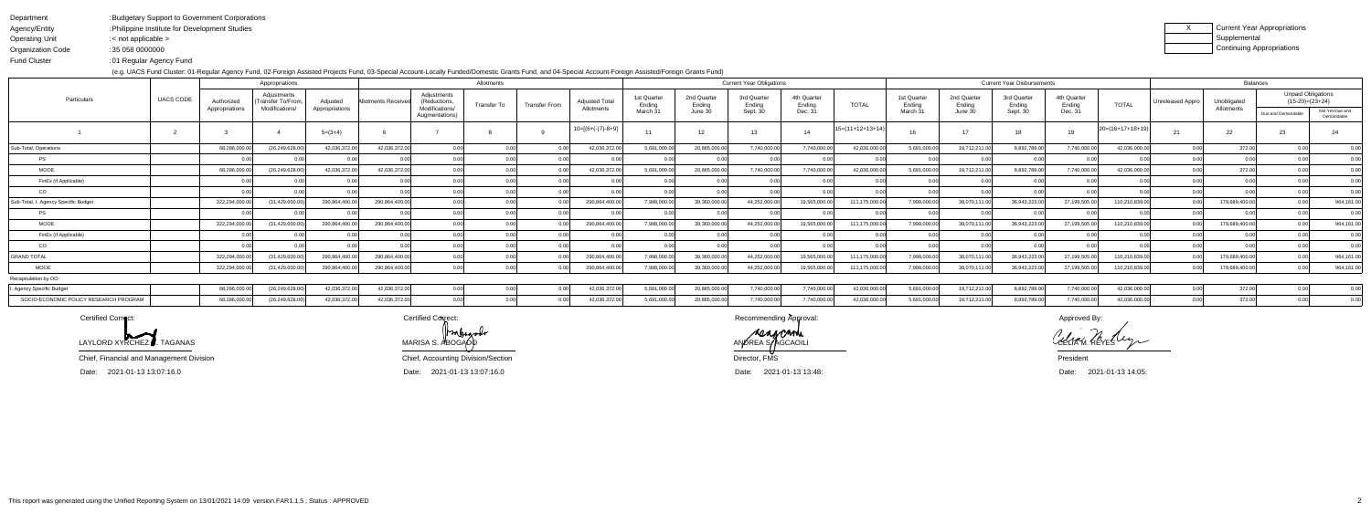Department : Budgetary Support to Government Corporations
Agency/Entity : Philippine Institute for Development Studies
Operating Unit : < not applicable >
Organization Code : 35 058 0000000
Fund Cluster : 01 Regular Agency Fund

| | |
|---|---|
| X | Current Year Appropriations |
| | Supplemental |
| | Continuing Appropriations |

(e.g. UACS Fund Cluster: 01-Regular Agency Fund, 02-Foreign Assisted Projects Fund, 03-Special Account-Locally Funded/Domestic Grants Fund, and 04-Special Account-Foreign Assisted/Foreign Grants Fund)

| Particulars | UACS CODE | Appropriations | | | Allotments | | | | | Current Year Obligations | | | | | Current Year Disbursements | | | | | Balances | | | |
|---|---|---|---|---|---|---|---|---|---|---|---|---|---|---|---|---|---|---|---|---|---|---|---|
| | | Authorized Appropriations | Adjustments (Transfer To/From, Modifications/ | Adjusted Appropriations | Allotments Received | Adjustments (Reductions, Modifications/ Augmentations) | Transfer To | Transfer From | Adjusted Total Allotments | 1st Quarter Ending March 31 | 2nd Quarter Ending June 30 | 3rd Quarter Ending Sept. 30 | 4th Quarter Ending Dec. 31 | TOTAL | 1st Quarter Ending March 31 | 2nd Quarter Ending June 30 | 3rd Quarter Ending Sept. 30 | 4th Quarter Ending Dec. 31 | TOTAL | Unreleased Appro | Unobligated Allotments | Unpaid Obligations (15-20)=(23+24) Due and Demandable | Not Yet Due and Demandable |
| 1 | 2 | 3 | 4 | 5=(3+4) | 6 | 7 | 8 | 9 | 10=[{6+(-)7}-8+9] | 11 | 12 | 13 | 14 | 15=(11+12+13+14) | 16 | 17 | 18 | 19 | 20=(16+17+18+19) | 21 | 22 | 23 | 24 |
| Sub-Total, Operations | | 68,286,000.00 | (26,249,628.00) | 42,036,372.00 | 42,036,372.00 | 0.00 | 0.00 | 0.00 | 42,036,372.00 | 5,691,000.00 | 20,865,000.00 | 7,740,000.00 | 7,740,000.00 | 42,036,000.00 | 5,691,000.00 | 19,712,211.00 | 8,892,789.00 | 7,740,000.00 | 42,036,000.00 | 0.00 | 372.00 | 0.00 | 0.00 |
| PS | | 0.00 | 0.00 | 0.00 | 0.00 | 0.00 | 0.00 | 0.00 | 0.00 | 0.00 | 0.00 | 0.00 | 0.00 | 0.00 | 0.00 | 0.00 | 0.00 | 0.00 | 0.00 | 0.00 | 0.00 | 0.00 | 0.00 |
| MOOE | | 68,286,000.00 | (26,249,628.00) | 42,036,372.00 | 42,036,372.00 | 0.00 | 0.00 | 0.00 | 42,036,372.00 | 5,691,000.00 | 20,865,000.00 | 7,740,000.00 | 7,740,000.00 | 42,036,000.00 | 5,691,000.00 | 19,712,211.00 | 8,892,789.00 | 7,740,000.00 | 42,036,000.00 | 0.00 | 372.00 | 0.00 | 0.00 |
| FinEx (if Applicable) | | 0.00 | 0.00 | 0.00 | 0.00 | 0.00 | 0.00 | 0.00 | 0.00 | 0.00 | 0.00 | 0.00 | 0.00 | 0.00 | 0.00 | 0.00 | 0.00 | 0.00 | 0.00 | 0.00 | 0.00 | 0.00 | 0.00 |
| CO | | 0.00 | 0.00 | 0.00 | 0.00 | 0.00 | 0.00 | 0.00 | 0.00 | 0.00 | 0.00 | 0.00 | 0.00 | 0.00 | 0.00 | 0.00 | 0.00 | 0.00 | 0.00 | 0.00 | 0.00 | 0.00 | 0.00 |
| Sub-Total, I. Agency Specific Budget | | 322,294,000.00 | (31,429,600.00) | 290,864,400.00 | 290,864,400.00 | 0.00 | 0.00 | 0.00 | 290,864,400.00 | 7,998,000.00 | 39,360,000.00 | 44,252,000.00 | 19,565,000.00 | 111,175,000.00 | 7,998,000.00 | 38,070,111.00 | 36,943,223.00 | 27,199,505.00 | 110,210,839.00 | 0.00 | 179,689,400.00 | 0.00 | 964,161.00 |
| PS | | 0.00 | 0.00 | 0.00 | 0.00 | 0.00 | 0.00 | 0.00 | 0.00 | 0.00 | 0.00 | 0.00 | 0.00 | 0.00 | 0.00 | 0.00 | 0.00 | 0.00 | 0.00 | 0.00 | 0.00 | 0.00 | 0.00 |
| MOOE | | 322,294,000.00 | (31,429,600.00) | 290,864,400.00 | 290,864,400.00 | 0.00 | 0.00 | 0.00 | 290,864,400.00 | 7,998,000.00 | 39,360,000.00 | 44,252,000.00 | 19,565,000.00 | 111,175,000.00 | 7,998,000.00 | 38,070,111.00 | 36,943,223.00 | 27,199,505.00 | 110,210,839.00 | 0.00 | 179,689,400.00 | 0.00 | 964,161.00 |
| FinEx (if Applicable) | | 0.00 | 0.00 | 0.00 | 0.00 | 0.00 | 0.00 | 0.00 | 0.00 | 0.00 | 0.00 | 0.00 | 0.00 | 0.00 | 0.00 | 0.00 | 0.00 | 0.00 | 0.00 | 0.00 | 0.00 | 0.00 | 0.00 |
| CO | | 0.00 | 0.00 | 0.00 | 0.00 | 0.00 | 0.00 | 0.00 | 0.00 | 0.00 | 0.00 | 0.00 | 0.00 | 0.00 | 0.00 | 0.00 | 0.00 | 0.00 | 0.00 | 0.00 | 0.00 | 0.00 | 0.00 |
| GRAND TOTAL | | 322,294,000.00 | (31,429,600.00) | 290,864,400.00 | 290,864,400.00 | 0.00 | 0.00 | 0.00 | 290,864,400.00 | 7,998,000.00 | 39,360,000.00 | 44,252,000.00 | 19,565,000.00 | 111,175,000.00 | 7,998,000.00 | 38,070,111.00 | 36,943,223.00 | 27,199,505.00 | 110,210,839.00 | 0.00 | 179,689,400.00 | 0.00 | 964,161.00 |
| MOOE | | 322,294,000.00 | (31,429,600.00) | 290,864,400.00 | 290,864,400.00 | 0.00 | 0.00 | 0.00 | 290,864,400.00 | 7,998,000.00 | 39,360,000.00 | 44,252,000.00 | 19,565,000.00 | 111,175,000.00 | 7,998,000.00 | 38,070,111.00 | 36,943,223.00 | 27,199,505.00 | 110,210,839.00 | 0.00 | 179,689,400.00 | 0.00 | 964,161.00 |
| Recapitulation by OO: | | | | | | | | | | | | | | | | | | | | | | | |
| I. Agency Specific Budget | | 68,286,000.00 | (26,249,628.00) | 42,036,372.00 | 42,036,372.00 | 0.00 | 0.00 | 0.00 | 42,036,372.00 | 5,691,000.00 | 20,865,000.00 | 7,740,000.00 | 7,740,000.00 | 42,036,000.00 | 5,691,000.00 | 19,712,211.00 | 8,892,789.00 | 7,740,000.00 | 42,036,000.00 | 0.00 | 372.00 | 0.00 | 0.00 |
| SOCIO-ECONOMIC POLICY RESEARCH PROGRAM | | 68,286,000.00 | (26,249,628.00) | 42,036,372.00 | 42,036,372.00 | 0.00 | 0.00 | 0.00 | 42,036,372.00 | 5,691,000.00 | 20,865,000.00 | 7,740,000.00 | 7,740,000.00 | 42,036,000.00 | 5,691,000.00 | 19,712,211.00 | 8,892,789.00 | 7,740,000.00 | 42,036,000.00 | 0.00 | 372.00 | 0.00 | 0.00 |

Certified Correct:
LAYLORD XYRCHEZ A. TAGANAS
Chief, Financial and Management Division
Date: 2021-01-13 13:07:16.0

Certified Correct:
MARISA S. ABOGADO
Chief, Accounting Division/Section
Date: 2021-01-13 13:07:16.0

Recommending Approval:
ANDREA S. AGCAOILI
Director, FMS
Date: 2021-01-13 13:48:

Approved By:
CELIA M. REYES
President
Date: 2021-01-13 14:05:

This report was generated using the Unified Reporting System on 13/01/2021 14:09 version.FAR1.1.5 ; Status : APPROVED